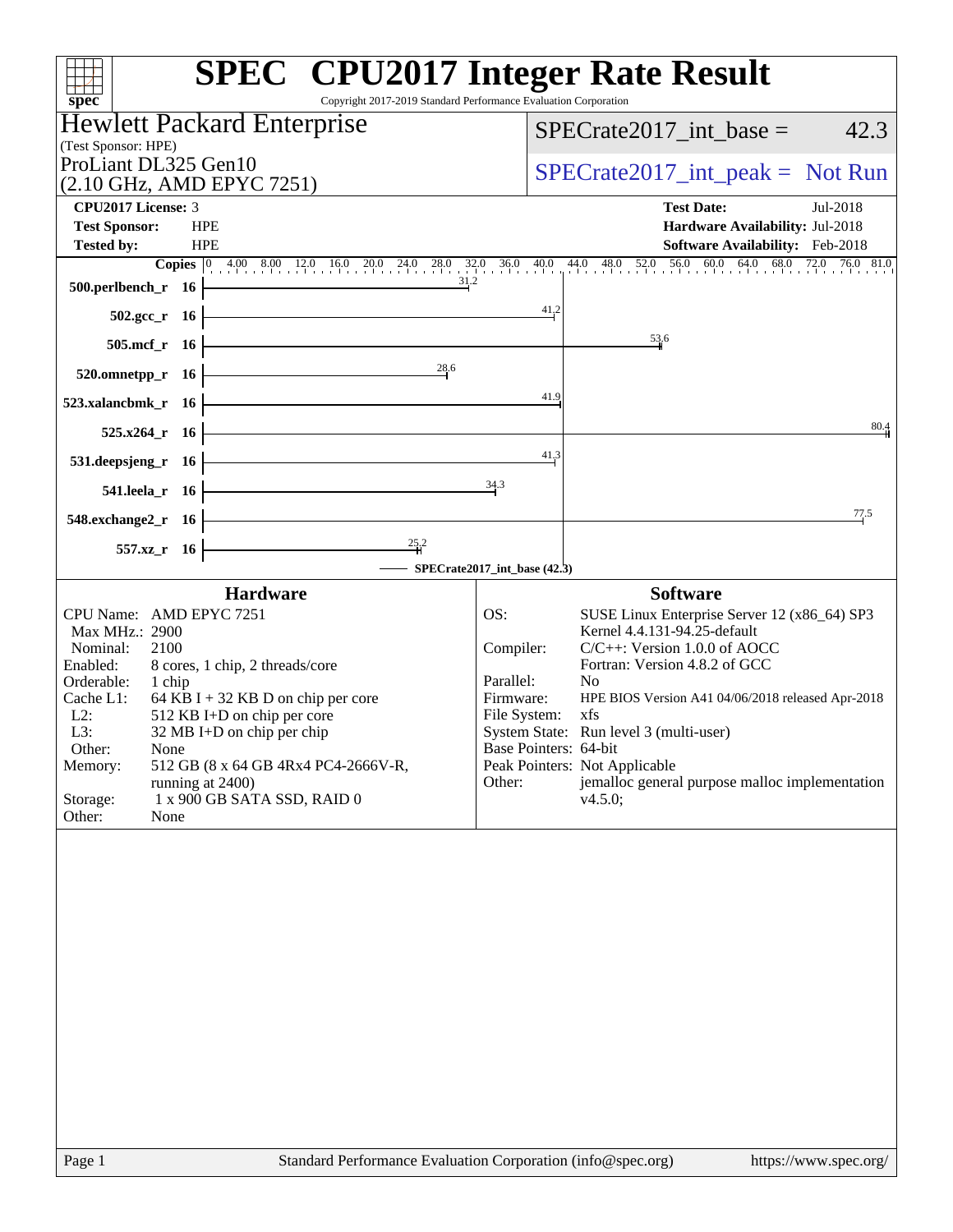# SPEC CPU2017 Integer Rate Result

Copyright 2017-2019 Standard Performance Evaluation Corporation

**Hewlett Packard Enterprise**
(Test Sponsor: HPE)
ProLiant DL325 Gen10
(2.10 GHz, AMD EPYC 7251)

SPECrate2017_int_base = 42.3

SPECrate2017_int_peak = Not Run

| | | | |
|---|---|---|---|
| **CPU2017 License:** | 3 | **Test Date:** | Jul-2018 |
| **Test Sponsor:** | HPE | **Hardware Availability:** | Jul-2018 |
| **Tested by:** | HPE | **Software Availability:** | Feb-2018 |

| Benchmark | Copies | Base Ratio |
|---|---|---|
| 500.perlbench_r | 16 | 31.2 |
| 502.gcc_r | 16 | 41.2 |
| 505.mcf_r | 16 | 53.6 |
| 520.omnetpp_r | 16 | 28.6 |
| 523.xalancbmk_r | 16 | 41.9 |
| 525.x264_r | 16 | 80.4 |
| 531.deepsjeng_r | 16 | 41.3 |
| 541.leela_r | 16 | 34.3 |
| 548.exchange2_r | 16 | 77.5 |
| 557.xz_r | 16 | 25.2 |

SPECrate2017_int_base (42.3)

## Hardware

| | |
|---|---|
| CPU Name: | AMD EPYC 7251 |
| Max MHz.: | 2900 |
| Nominal: | 2100 |
| Enabled: | 8 cores, 1 chip, 2 threads/core |
| Orderable: | 1 chip |
| Cache L1: | 64 KB I + 32 KB D on chip per core |
| L2: | 512 KB I+D on chip per core |
| L3: | 32 MB I+D on chip per chip |
| Other: | None |
| Memory: | 512 GB (8 x 64 GB 4Rx4 PC4-2666V-R, running at 2400) |
| Storage: | 1 x 900 GB SATA SSD, RAID 0 |
| Other: | None |

## Software

| | |
|---|---|
| OS: | SUSE Linux Enterprise Server 12 (x86_64) SP3 Kernel 4.4.131-94.25-default |
| Compiler: | C/C++: Version 1.0.0 of AOCC Fortran: Version 4.8.2 of GCC |
| Parallel: | No |
| Firmware: | HPE BIOS Version A41 04/06/2018 released Apr-2018 |
| File System: | xfs |
| System State: | Run level 3 (multi-user) |
| Base Pointers: | 64-bit |
| Peak Pointers: | Not Applicable |
| Other: | jemalloc general purpose malloc implementation v4.5.0; |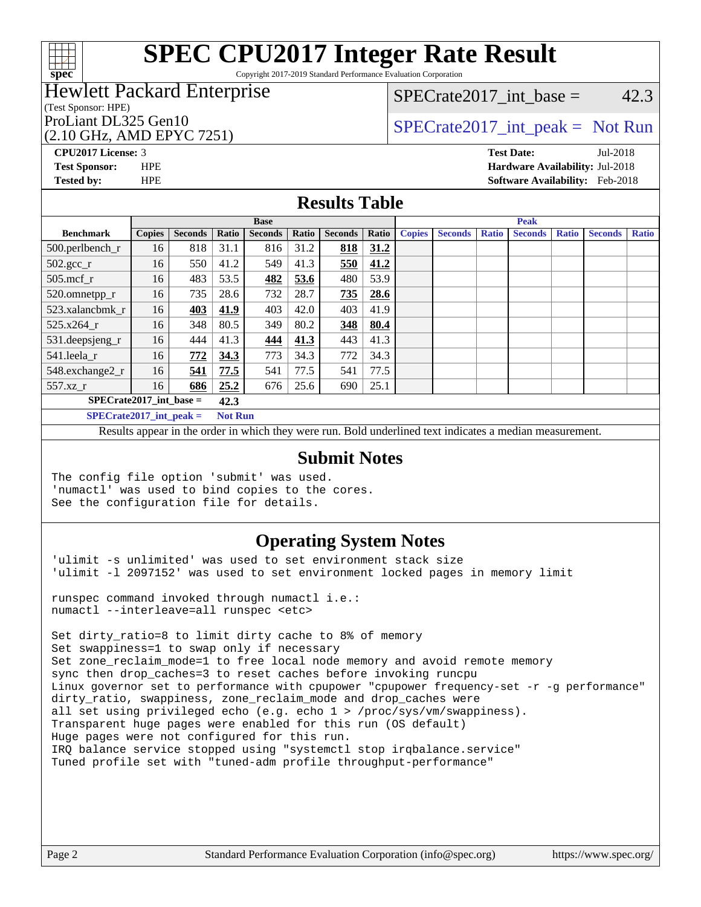# SPEC CPU2017 Integer Rate Result

Copyright 2017-2019 Standard Performance Evaluation Corporation

**Hewlett Packard Enterprise**
(Test Sponsor: HPE)
ProLiant DL325 Gen10
(2.10 GHz, AMD EPYC 7251)

SPECrate2017_int_base = 42.3

SPECrate2017_int_peak = Not Run

**CPU2017 License:** 3
**Test Sponsor:** HPE
**Tested by:** HPE

**Test Date:** Jul-2018
**Hardware Availability:** Jul-2018
**Software Availability:** Feb-2018

## Results Table

| Benchmark | Base | | | | | | | Peak | | | | | | |
|---|---|---|---|---|---|---|---|---|---|---|---|---|---|---|
| | Copies | Seconds | Ratio | Seconds | Ratio | Seconds | Ratio | Copies | Seconds | Ratio | Seconds | Ratio | Seconds | Ratio |
| 500.perlbench_r | 16 | 818 | 31.1 | 816 | 31.2 | **818** | **31.2** | | | | | | | |
| 502.gcc_r | 16 | 550 | 41.2 | 549 | 41.3 | **550** | **41.2** | | | | | | | |
| 505.mcf_r | 16 | 483 | 53.5 | **482** | **53.6** | 480 | 53.9 | | | | | | | |
| 520.omnetpp_r | 16 | 735 | 28.6 | 732 | 28.7 | **735** | **28.6** | | | | | | | |
| 523.xalancbmk_r | 16 | **403** | **41.9** | 403 | 42.0 | 403 | 41.9 | | | | | | | |
| 525.x264_r | 16 | 348 | 80.5 | 349 | 80.2 | **348** | **80.4** | | | | | | | |
| 531.deepsjeng_r | 16 | 444 | 41.3 | **444** | **41.3** | 443 | 41.3 | | | | | | | |
| 541.leela_r | 16 | **772** | **34.3** | 773 | 34.3 | 772 | 34.3 | | | | | | | |
| 548.exchange2_r | 16 | **541** | **77.5** | 541 | 77.5 | 541 | 77.5 | | | | | | | |
| 557.xz_r | 16 | **686** | **25.2** | 676 | 25.6 | 690 | 25.1 | | | | | | | |

**SPECrate2017_int_base = 42.3**

**SPECrate2017_int_peak = Not Run**

Results appear in the order in which they were run. Bold underlined text indicates a median measurement.

## Submit Notes

```
The config file option 'submit' was used.
'numactl' was used to bind copies to the cores.
See the configuration file for details.
```

## Operating System Notes

```
'ulimit -s unlimited' was used to set environment stack size
'ulimit -l 2097152' was used to set environment locked pages in memory limit

runspec command invoked through numactl i.e.:
numactl --interleave=all runspec <etc>

Set dirty_ratio=8 to limit dirty cache to 8% of memory
Set swappiness=1 to swap only if necessary
Set zone_reclaim_mode=1 to free local node memory and avoid remote memory
sync then drop_caches=3 to reset caches before invoking runcpu
Linux governor set to performance with cpupower "cpupower frequency-set -r -g performance"
dirty_ratio, swappiness, zone_reclaim_mode and drop_caches were
all set using privileged echo (e.g. echo 1 > /proc/sys/vm/swappiness).
Transparent huge pages were enabled for this run (OS default)
Huge pages were not configured for this run.
IRQ balance service stopped using "systemctl stop irqbalance.service"
Tuned profile set with "tuned-adm profile throughput-performance"
```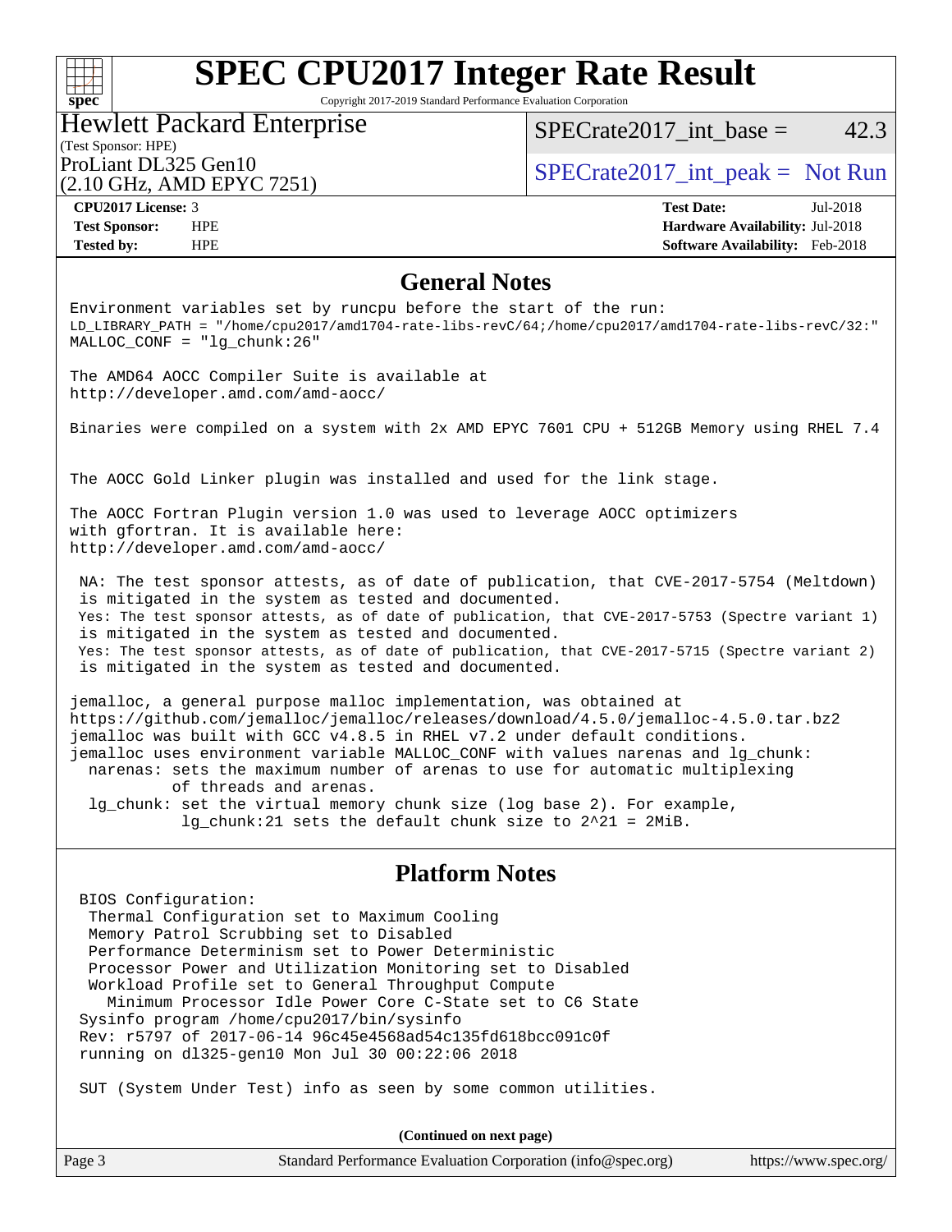# SPEC CPU2017 Integer Rate Result

Copyright 2017-2019 Standard Performance Evaluation Corporation

**Hewlett Packard Enterprise**
(Test Sponsor: HPE)
ProLiant DL325 Gen10
(2.10 GHz, AMD EPYC 7251)

SPECrate2017_int_base = 42.3

SPECrate2017_int_peak = Not Run

| | | | |
|---|---|---|---|
| **CPU2017 License:** | 3 | **Test Date:** | Jul-2018 |
| **Test Sponsor:** | HPE | **Hardware Availability:** | Jul-2018 |
| **Tested by:** | HPE | **Software Availability:** | Feb-2018 |

## General Notes

```
Environment variables set by runcpu before the start of the run:
LD_LIBRARY_PATH = "/home/cpu2017/amd1704-rate-libs-revC/64;/home/cpu2017/amd1704-rate-libs-revC/32:"
MALLOC_CONF = "lg_chunk:26"

The AMD64 AOCC Compiler Suite is available at
http://developer.amd.com/amd-aocc/

Binaries were compiled on a system with 2x AMD EPYC 7601 CPU + 512GB Memory using RHEL 7.4


The AOCC Gold Linker plugin was installed and used for the link stage.

The AOCC Fortran Plugin version 1.0 was used to leverage AOCC optimizers
with gfortran. It is available here:
http://developer.amd.com/amd-aocc/

 NA: The test sponsor attests, as of date of publication, that CVE-2017-5754 (Meltdown)
 is mitigated in the system as tested and documented.
 Yes: The test sponsor attests, as of date of publication, that CVE-2017-5753 (Spectre variant 1)
 is mitigated in the system as tested and documented.
 Yes: The test sponsor attests, as of date of publication, that CVE-2017-5715 (Spectre variant 2)
 is mitigated in the system as tested and documented.

jemalloc, a general purpose malloc implementation, was obtained at
https://github.com/jemalloc/jemalloc/releases/download/4.5.0/jemalloc-4.5.0.tar.bz2
jemalloc was built with GCC v4.8.5 in RHEL v7.2 under default conditions.
jemalloc uses environment variable MALLOC_CONF with values narenas and lg_chunk:
  narenas: sets the maximum number of arenas to use for automatic multiplexing
           of threads and arenas.
  lg_chunk: set the virtual memory chunk size (log base 2). For example,
            lg_chunk:21 sets the default chunk size to 2^21 = 2MiB.
```

## Platform Notes

```
 BIOS Configuration:
  Thermal Configuration set to Maximum Cooling
  Memory Patrol Scrubbing set to Disabled
  Performance Determinism set to Power Deterministic
  Processor Power and Utilization Monitoring set to Disabled
  Workload Profile set to General Throughput Compute
    Minimum Processor Idle Power Core C-State set to C6 State
 Sysinfo program /home/cpu2017/bin/sysinfo
 Rev: r5797 of 2017-06-14 96c45e4568ad54c135fd618bcc091c0f
 running on dl325-gen10 Mon Jul 30 00:22:06 2018

 SUT (System Under Test) info as seen by some common utilities.
```

**(Continued on next page)**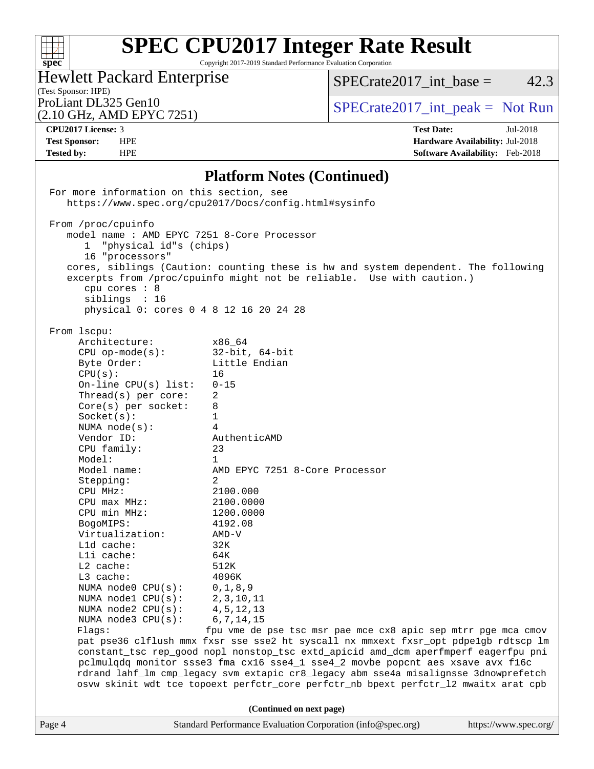# SPEC CPU2017 Integer Rate Result

Copyright 2017-2019 Standard Performance Evaluation Corporation

**Hewlett Packard Enterprise**
(Test Sponsor: HPE)
ProLiant DL325 Gen10
(2.10 GHz, AMD EPYC 7251)

SPECrate2017_int_base = 42.3
SPECrate2017_int_peak = Not Run

**CPU2017 License:** 3
**Test Sponsor:** HPE
**Tested by:** HPE

**Test Date:** Jul-2018
**Hardware Availability:** Jul-2018
**Software Availability:** Feb-2018

## Platform Notes (Continued)

```
For more information on this section, see
   https://www.spec.org/cpu2017/Docs/config.html#sysinfo

From /proc/cpuinfo
   model name : AMD EPYC 7251 8-Core Processor
      1  "physical id"s (chips)
      16 "processors"
   cores, siblings (Caution: counting these is hw and system dependent. The following
   excerpts from /proc/cpuinfo might not be reliable.  Use with caution.)
      cpu cores : 8
      siblings  : 16
      physical 0: cores 0 4 8 12 16 20 24 28

From lscpu:
     Architecture:          x86_64
     CPU op-mode(s):        32-bit, 64-bit
     Byte Order:            Little Endian
     CPU(s):                16
     On-line CPU(s) list:   0-15
     Thread(s) per core:    2
     Core(s) per socket:    8
     Socket(s):             1
     NUMA node(s):          4
     Vendor ID:             AuthenticAMD
     CPU family:            23
     Model:                 1
     Model name:            AMD EPYC 7251 8-Core Processor
     Stepping:              2
     CPU MHz:               2100.000
     CPU max MHz:           2100.0000
     CPU min MHz:           1200.0000
     BogoMIPS:              4192.08
     Virtualization:        AMD-V
     L1d cache:             32K
     L1i cache:             64K
     L2 cache:              512K
     L3 cache:              4096K
     NUMA node0 CPU(s):     0,1,8,9
     NUMA node1 CPU(s):     2,3,10,11
     NUMA node2 CPU(s):     4,5,12,13
     NUMA node3 CPU(s):     6,7,14,15
     Flags:                fpu vme de pse tsc msr pae mce cx8 apic sep mtrr pge mca cmov
     pat pse36 clflush mmx fxsr sse sse2 ht syscall nx mmxext fxsr_opt pdpe1gb rdtscp lm
     constant_tsc rep_good nopl nonstop_tsc extd_apicid amd_dcm aperfmperf eagerfpu pni
     pclmulqdq monitor ssse3 fma cx16 sse4_1 sse4_2 movbe popcnt aes xsave avx f16c
     rdrand lahf_lm cmp_legacy svm extapic cr8_legacy abm sse4a misalignsse 3dnowprefetch
     osvw skinit wdt tce topoext perfctr_core perfctr_nb bpext perfctr_l2 mwaitx arat cpb
```

(Continued on next page)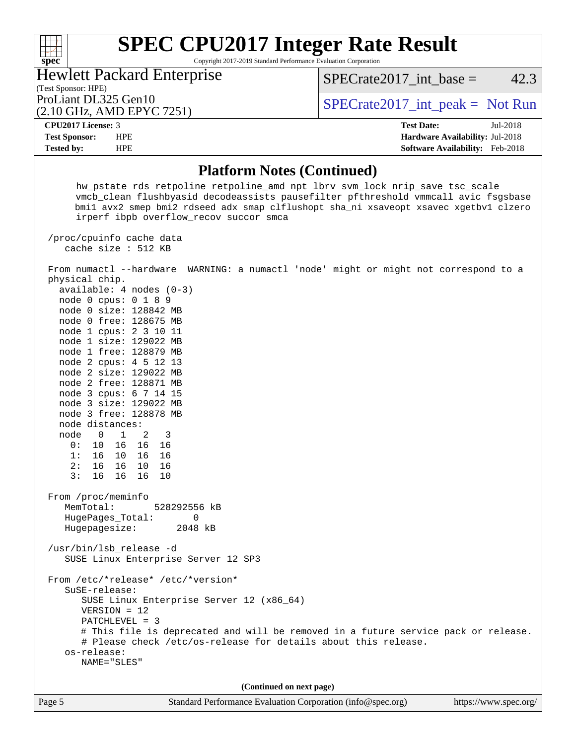## Platform Notes (Continued)

```
      hw_pstate rds retpoline retpoline_amd npt lbrv svm_lock nrip_save tsc_scale
      vmcb_clean flushbyasid decodeassists pausefilter pfthreshold vmmcall avic fsgsbase
      bmi1 avx2 smep bmi2 rdseed adx smap clflushopt sha_ni xsaveopt xsavec xgetbv1 clzero
      irperf ibpb overflow_recov succor smca

 /proc/cpuinfo cache data
    cache size : 512 KB

 From numactl --hardware  WARNING: a numactl 'node' might or might not correspond to a
 physical chip.
   available: 4 nodes (0-3)
   node 0 cpus: 0 1 8 9
   node 0 size: 128842 MB
   node 0 free: 128675 MB
   node 1 cpus: 2 3 10 11
   node 1 size: 129022 MB
   node 1 free: 128879 MB
   node 2 cpus: 4 5 12 13
   node 2 size: 129022 MB
   node 2 free: 128871 MB
   node 3 cpus: 6 7 14 15
   node 3 size: 129022 MB
   node 3 free: 128878 MB
   node distances:
   node   0   1   2   3
     0:  10  16  16  16
     1:  16  10  16  16
     2:  16  16  10  16
     3:  16  16  16  10

 From /proc/meminfo
    MemTotal:       528292556 kB
    HugePages_Total:       0
    Hugepagesize:       2048 kB

 /usr/bin/lsb_release -d
    SUSE Linux Enterprise Server 12 SP3

 From /etc/*release* /etc/*version*
    SuSE-release:
       SUSE Linux Enterprise Server 12 (x86_64)
       VERSION = 12
       PATCHLEVEL = 3
       # This file is deprecated and will be removed in a future service pack or release.
       # Please check /etc/os-release for details about this release.
    os-release:
       NAME="SLES"
```

(Continued on next page)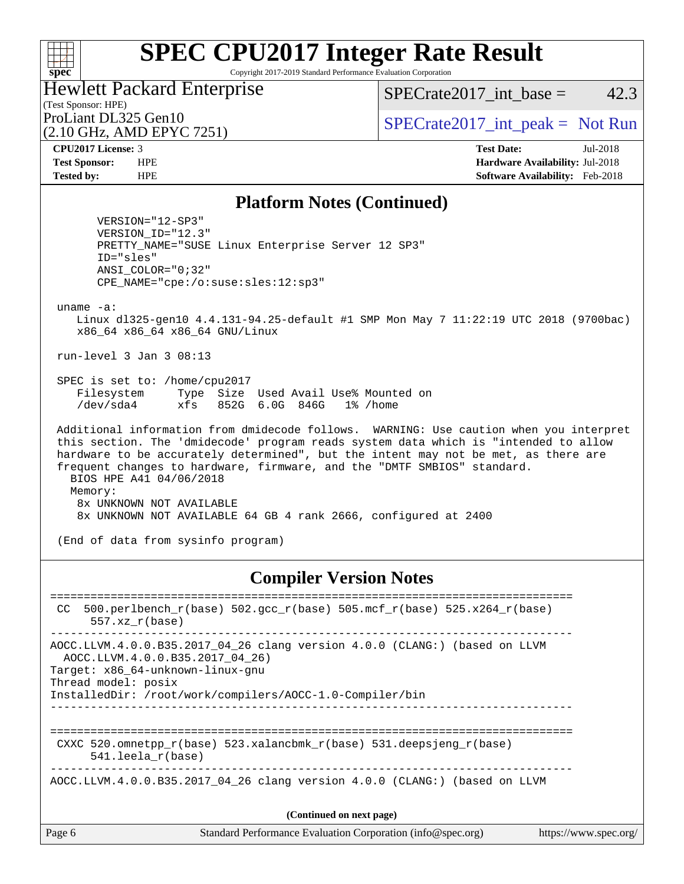# SPEC CPU2017 Integer Rate Result

Copyright 2017-2019 Standard Performance Evaluation Corporation

**Hewlett Packard Enterprise**
(Test Sponsor: HPE)
ProLiant DL325 Gen10
(2.10 GHz, AMD EPYC 7251)

SPECrate2017_int_base = 42.3

SPECrate2017_int_peak = Not Run

| | | | |
|---|---|---|---|
| **CPU2017 License:** | 3 | **Test Date:** | Jul-2018 |
| **Test Sponsor:** | HPE | **Hardware Availability:** | Jul-2018 |
| **Tested by:** | HPE | **Software Availability:** | Feb-2018 |

## Platform Notes (Continued)

```
        VERSION="12-SP3"
        VERSION_ID="12.3"
        PRETTY_NAME="SUSE Linux Enterprise Server 12 SP3"
        ID="sles"
        ANSI_COLOR="0;32"
        CPE_NAME="cpe:/o:suse:sles:12:sp3"

 uname -a:
    Linux dl325-gen10 4.4.131-94.25-default #1 SMP Mon May 7 11:22:19 UTC 2018 (9700bac)
    x86_64 x86_64 x86_64 GNU/Linux

 run-level 3 Jan 3 08:13

 SPEC is set to: /home/cpu2017
    Filesystem     Type  Size  Used Avail Use% Mounted on
    /dev/sda4      xfs   852G  6.0G  846G   1% /home

 Additional information from dmidecode follows.  WARNING: Use caution when you interpret
 this section. The 'dmidecode' program reads system data which is "intended to allow
 hardware to be accurately determined", but the intent may not be met, as there are
 frequent changes to hardware, firmware, and the "DMTF SMBIOS" standard.
   BIOS HPE A41 04/06/2018
   Memory:
    8x UNKNOWN NOT AVAILABLE
    8x UNKNOWN NOT AVAILABLE 64 GB 4 rank 2666, configured at 2400

 (End of data from sysinfo program)
```

## Compiler Version Notes

```
==============================================================================
 CC  500.perlbench_r(base) 502.gcc_r(base) 505.mcf_r(base) 525.x264_r(base)
      557.xz_r(base)
------------------------------------------------------------------------------
AOCC.LLVM.4.0.0.B35.2017_04_26 clang version 4.0.0 (CLANG:) (based on LLVM
  AOCC.LLVM.4.0.0.B35.2017_04_26)
Target: x86_64-unknown-linux-gnu
Thread model: posix
InstalledDir: /root/work/compilers/AOCC-1.0-Compiler/bin
------------------------------------------------------------------------------

==============================================================================
 CXXC 520.omnetpp_r(base) 523.xalancbmk_r(base) 531.deepsjeng_r(base)
      541.leela_r(base)
------------------------------------------------------------------------------
AOCC.LLVM.4.0.0.B35.2017_04_26 clang version 4.0.0 (CLANG:) (based on LLVM
```

**(Continued on next page)**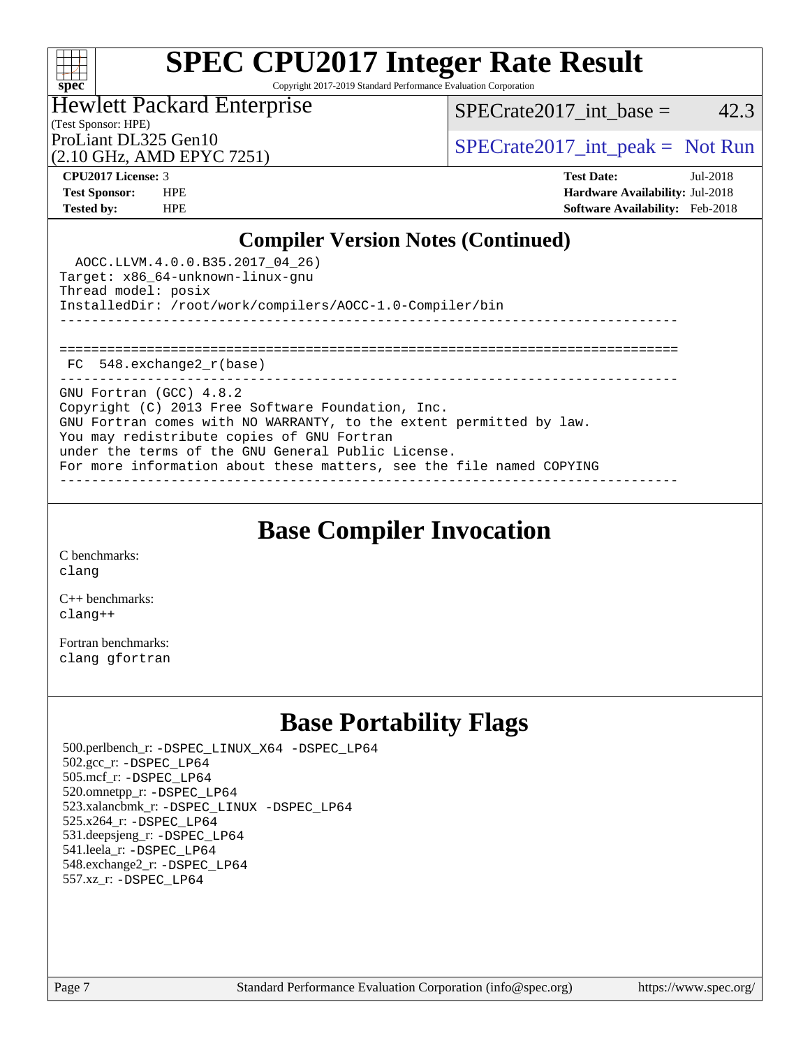## Compiler Version Notes (Continued)

```
  AOCC.LLVM.4.0.0.B35.2017_04_26)
Target: x86_64-unknown-linux-gnu
Thread model: posix
InstalledDir: /root/work/compilers/AOCC-1.0-Compiler/bin
------------------------------------------------------------------------------

==============================================================================
 FC  548.exchange2_r(base)
------------------------------------------------------------------------------
GNU Fortran (GCC) 4.8.2
Copyright (C) 2013 Free Software Foundation, Inc.
GNU Fortran comes with NO WARRANTY, to the extent permitted by law.
You may redistribute copies of GNU Fortran
under the terms of the GNU General Public License.
For more information about these matters, see the file named COPYING
------------------------------------------------------------------------------
```

## Base Compiler Invocation

C benchmarks:
clang

C++ benchmarks:
clang++

Fortran benchmarks:
clang gfortran

## Base Portability Flags

500.perlbench_r: -DSPEC_LINUX_X64 -DSPEC_LP64
502.gcc_r: -DSPEC_LP64
505.mcf_r: -DSPEC_LP64
520.omnetpp_r: -DSPEC_LP64
523.xalancbmk_r: -DSPEC_LINUX -DSPEC_LP64
525.x264_r: -DSPEC_LP64
531.deepsjeng_r: -DSPEC_LP64
541.leela_r: -DSPEC_LP64
548.exchange2_r: -DSPEC_LP64
557.xz_r: -DSPEC_LP64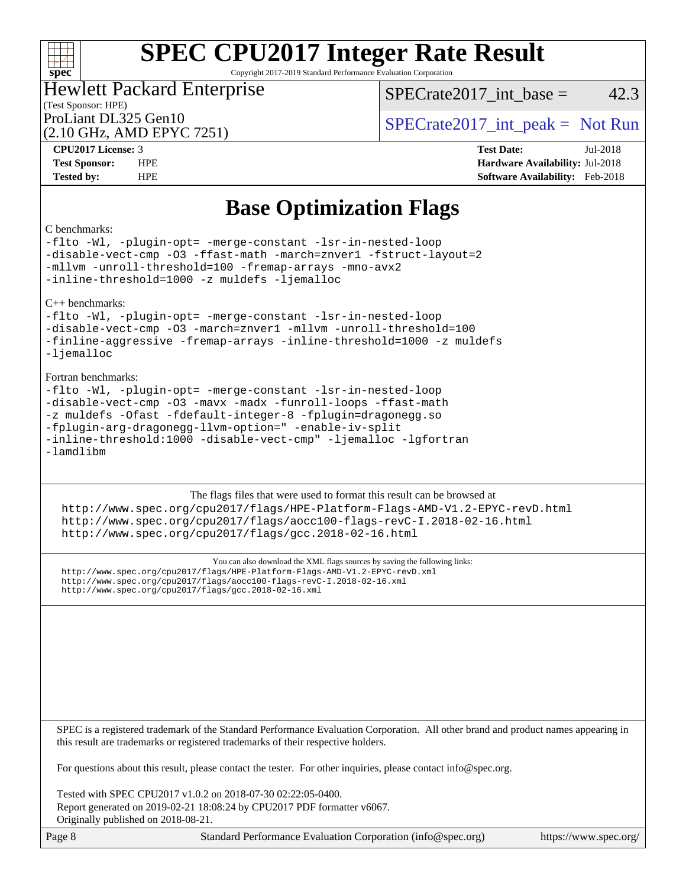# SPEC CPU2017 Integer Rate Result

Copyright 2017-2019 Standard Performance Evaluation Corporation

Hewlett Packard Enterprise
(Test Sponsor: HPE)
ProLiant DL325 Gen10
(2.10 GHz, AMD EPYC 7251)

SPECrate2017_int_base = 42.3

SPECrate2017_int_peak = Not Run

**CPU2017 License:** 3
**Test Sponsor:** HPE
**Tested by:** HPE

**Test Date:** Jul-2018
**Hardware Availability:** Jul-2018
**Software Availability:** Feb-2018

## Base Optimization Flags

C benchmarks:

```
-flto -Wl, -plugin-opt= -merge-constant -lsr-in-nested-loop
-disable-vect-cmp -O3 -ffast-math -march=znver1 -fstruct-layout=2
-mllvm -unroll-threshold=100 -fremap-arrays -mno-avx2
-inline-threshold=1000 -z muldefs -ljemalloc
```

C++ benchmarks:

```
-flto -Wl, -plugin-opt= -merge-constant -lsr-in-nested-loop
-disable-vect-cmp -O3 -march=znver1 -mllvm -unroll-threshold=100
-finline-aggressive -fremap-arrays -inline-threshold=1000 -z muldefs
-ljemalloc
```

Fortran benchmarks:

```
-flto -Wl, -plugin-opt= -merge-constant -lsr-in-nested-loop
-disable-vect-cmp -O3 -mavx -madx -funroll-loops -ffast-math
-z muldefs -Ofast -fdefault-integer-8 -fplugin=dragonegg.so
-fplugin-arg-dragonegg-llvm-option=" -enable-iv-split
-inline-threshold:1000 -disable-vect-cmp" -ljemalloc -lgfortran
-lamdlibm
```

The flags files that were used to format this result can be browsed at

http://www.spec.org/cpu2017/flags/HPE-Platform-Flags-AMD-V1.2-EPYC-revD.html
http://www.spec.org/cpu2017/flags/aocc100-flags-revC-I.2018-02-16.html
http://www.spec.org/cpu2017/flags/gcc.2018-02-16.html

You can also download the XML flags sources by saving the following links:

http://www.spec.org/cpu2017/flags/HPE-Platform-Flags-AMD-V1.2-EPYC-revD.xml
http://www.spec.org/cpu2017/flags/aocc100-flags-revC-I.2018-02-16.xml
http://www.spec.org/cpu2017/flags/gcc.2018-02-16.xml

SPEC is a registered trademark of the Standard Performance Evaluation Corporation. All other brand and product names appearing in this result are trademarks or registered trademarks of their respective holders.

For questions about this result, please contact the tester. For other inquiries, please contact info@spec.org.

Tested with SPEC CPU2017 v1.0.2 on 2018-07-30 02:22:05-0400.
Report generated on 2019-02-21 18:08:24 by CPU2017 PDF formatter v6067.
Originally published on 2018-08-21.